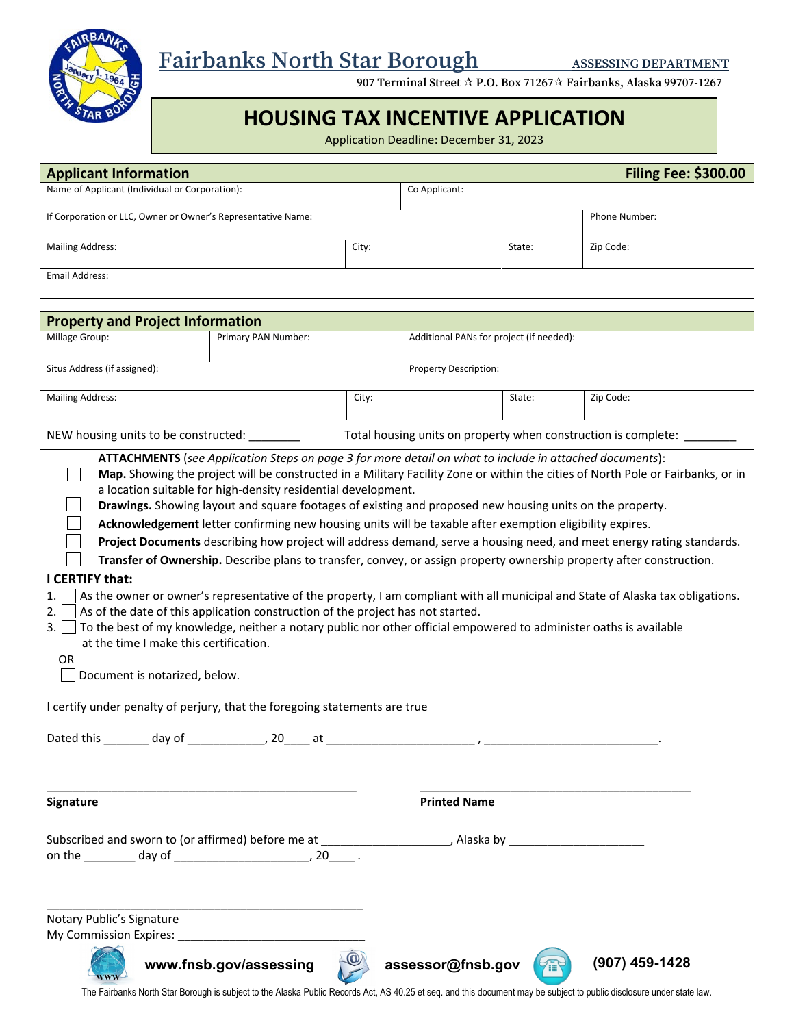# Fairbanks North Star Borough

ASSESSING DEPARTMENT

907 Terminal Street ☆ P.O. Box 71267☆ Fairbanks, Alaska 99707-1267

## HOUSING TAX INCENTIVE APPLICATION

Application Deadline: December 31, 2023

| **Applicant Information** | | | **Filing Fee: $300.00** |
|---|---|---|---|
| Name of Applicant (Individual or Corporation): | | Co Applicant: | |
| If Corporation or LLC, Owner or Owner's Representative Name: | | | Phone Number: |
| Mailing Address: | City: | State: | Zip Code: |
| Email Address: | | | |

| **Property and Project Information** | | | |
|---|---|---|---|
| Millage Group: | Primary PAN Number: | Additional PANs for project (if needed): | |
| Situs Address (if assigned): | | Property Description: | |
| Mailing Address: | City: | State: | Zip Code: |

NEW housing units to be constructed: ________ Total housing units on property when construction is complete: ________

**ATTACHMENTS** (*see Application Steps on page 3 for more detail on what to include in attached documents*):

- ☐ **Map.** Showing the project will be constructed in a Military Facility Zone or within the cities of North Pole or Fairbanks, or in a location suitable for high-density residential development.
- ☐ **Drawings.** Showing layout and square footages of existing and proposed new housing units on the property.
- ☐ **Acknowledgement** letter confirming new housing units will be taxable after exemption eligibility expires.
- ☐ **Project Documents** describing how project will address demand, serve a housing need, and meet energy rating standards.
- ☐ **Transfer of Ownership.** Describe plans to transfer, convey, or assign property ownership property after construction.

**I CERTIFY that:**

1. ☐ As the owner or owner's representative of the property, I am compliant with all municipal and State of Alaska tax obligations.
2. ☐ As of the date of this application construction of the project has not started.
3. ☐ To the best of my knowledge, neither a notary public nor other official empowered to administer oaths is available at the time I make this certification.

OR

☐ Document is notarized, below.

I certify under penalty of perjury, that the foregoing statements are true

Dated this _______ day of ____________, 20____ at _______________________ , ___________________________.

_______________________________________________ _______________________________________________

**Signature** **Printed Name**

Subscribed and sworn to (or affirmed) before me at ____________________, Alaska by _____________________ on the ________ day of _____________________, 20____ .

_______________________________________________

Notary Public's Signature

My Commission Expires: ______________________________

www.fnsb.gov/assessing assessor@fnsb.gov (907) 459-1428

The Fairbanks North Star Borough is subject to the Alaska Public Records Act, AS 40.25 et seq. and this document may be subject to public disclosure under state law.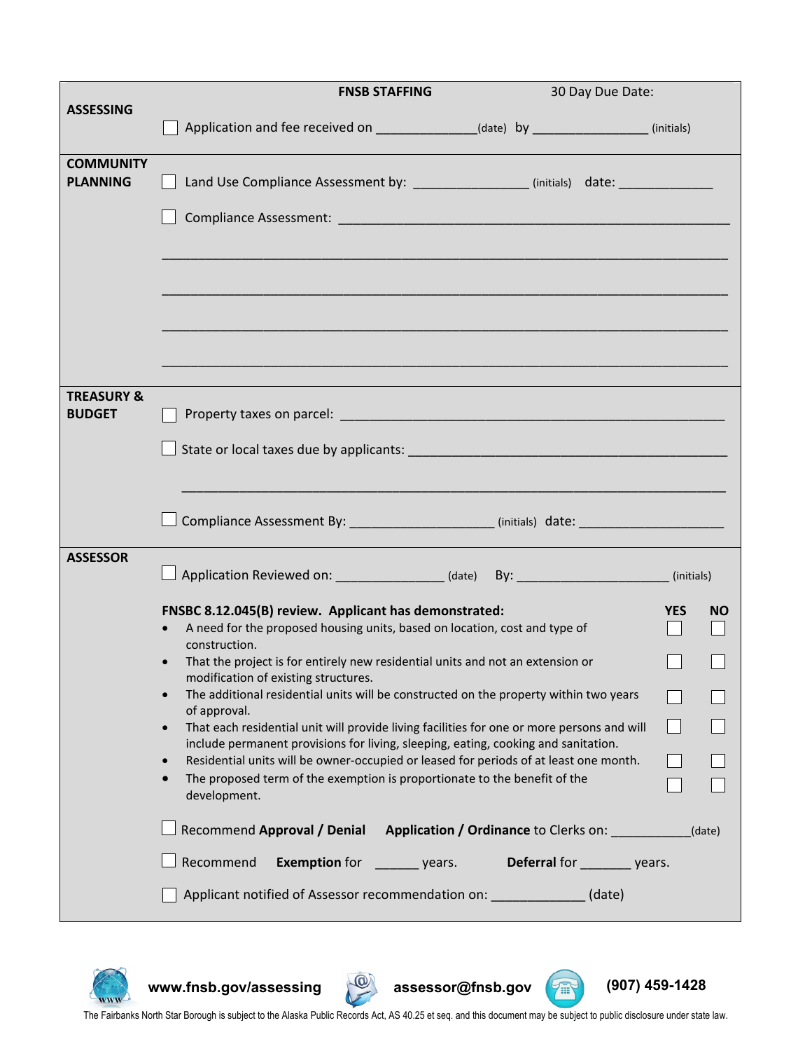**FNSB STAFFING** 30 Day Due Date:

**ASSESSING**

☐ Application and fee received on _____________(date) by _______________ (initials)

**COMMUNITY PLANNING**

☐ Land Use Compliance Assessment by: _______________ (initials) date: ____________

☐ Compliance Assessment: ______________________________________________________

_________________________________________________________________________

_________________________________________________________________________

_________________________________________________________________________

_________________________________________________________________________

**TREASURY & BUDGET**

☐ Property taxes on parcel: ____________________________________________________

☐ State or local taxes due by applicants: ________________________________________

_________________________________________________________________________

☐ Compliance Assessment By: __________________ (initials) date: __________________

**ASSESSOR**

☐ Application Reviewed on: ______________ (date) By: ____________________ (initials)

| **FNSBC 8.12.045(B) review. Applicant has demonstrated:** | **YES** | **NO** |
|---|---|---|
| • A need for the proposed housing units, based on location, cost and type of construction. | ☐ | ☐ |
| • That the project is for entirely new residential units and not an extension or modification of existing structures. | ☐ | ☐ |
| • The additional residential units will be constructed on the property within two years of approval. | ☐ | ☐ |
| • That each residential unit will provide living facilities for one or more persons and will include permanent provisions for living, sleeping, eating, cooking and sanitation. | ☐ | ☐ |
| • Residential units will be owner-occupied or leased for periods of at least one month. | ☐ | ☐ |
| • The proposed term of the exemption is proportionate to the benefit of the development. | ☐ | ☐ |

☐ Recommend **Approval / Denial** **Application / Ordinance** to Clerks on: __________(date)

☐ Recommend **Exemption** for ______ years. **Deferral** for _______ years.

☐ Applicant notified of Assessor recommendation on: ____________ (date)

**www.fnsb.gov/assessing** **assessor@fnsb.gov** **(907) 459-1428**

The Fairbanks North Star Borough is subject to the Alaska Public Records Act, AS 40.25 et seq. and this document may be subject to public disclosure under state law.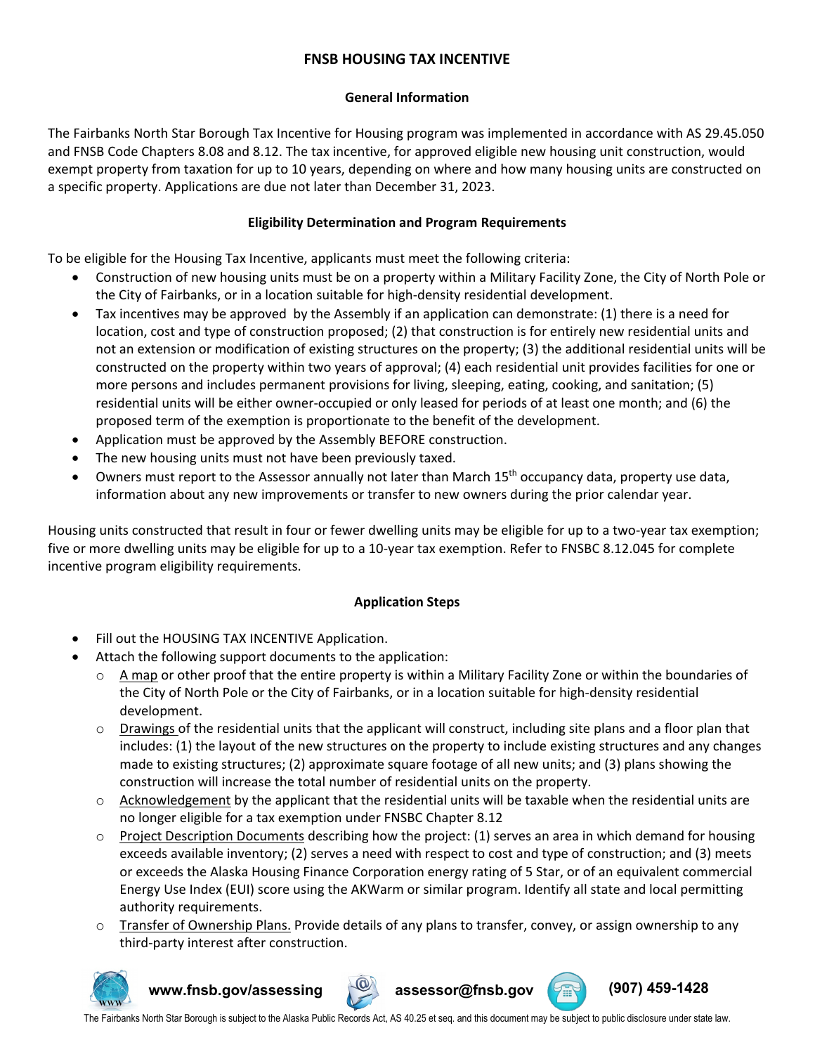# FNSB HOUSING TAX INCENTIVE

## General Information

The Fairbanks North Star Borough Tax Incentive for Housing program was implemented in accordance with AS 29.45.050 and FNSB Code Chapters 8.08 and 8.12. The tax incentive, for approved eligible new housing unit construction, would exempt property from taxation for up to 10 years, depending on where and how many housing units are constructed on a specific property. Applications are due not later than December 31, 2023.

## Eligibility Determination and Program Requirements

To be eligible for the Housing Tax Incentive, applicants must meet the following criteria:

- Construction of new housing units must be on a property within a Military Facility Zone, the City of North Pole or the City of Fairbanks, or in a location suitable for high-density residential development.
- Tax incentives may be approved by the Assembly if an application can demonstrate: (1) there is a need for location, cost and type of construction proposed; (2) that construction is for entirely new residential units and not an extension or modification of existing structures on the property; (3) the additional residential units will be constructed on the property within two years of approval; (4) each residential unit provides facilities for one or more persons and includes permanent provisions for living, sleeping, eating, cooking, and sanitation; (5) residential units will be either owner-occupied or only leased for periods of at least one month; and (6) the proposed term of the exemption is proportionate to the benefit of the development.
- Application must be approved by the Assembly BEFORE construction.
- The new housing units must not have been previously taxed.
- Owners must report to the Assessor annually not later than March 15th occupancy data, property use data, information about any new improvements or transfer to new owners during the prior calendar year.

Housing units constructed that result in four or fewer dwelling units may be eligible for up to a two-year tax exemption; five or more dwelling units may be eligible for up to a 10-year tax exemption. Refer to FNSBC 8.12.045 for complete incentive program eligibility requirements.

## Application Steps

- Fill out the HOUSING TAX INCENTIVE Application.
- Attach the following support documents to the application:
  - A map or other proof that the entire property is within a Military Facility Zone or within the boundaries of the City of North Pole or the City of Fairbanks, or in a location suitable for high-density residential development.
  - Drawings of the residential units that the applicant will construct, including site plans and a floor plan that includes: (1) the layout of the new structures on the property to include existing structures and any changes made to existing structures; (2) approximate square footage of all new units; and (3) plans showing the construction will increase the total number of residential units on the property.
  - Acknowledgement by the applicant that the residential units will be taxable when the residential units are no longer eligible for a tax exemption under FNSBC Chapter 8.12
  - Project Description Documents describing how the project: (1) serves an area in which demand for housing exceeds available inventory; (2) serves a need with respect to cost and type of construction; and (3) meets or exceeds the Alaska Housing Finance Corporation energy rating of 5 Star, or of an equivalent commercial Energy Use Index (EUI) score using the AKWarm or similar program. Identify all state and local permitting authority requirements.
  - Transfer of Ownership Plans. Provide details of any plans to transfer, convey, or assign ownership to any third-party interest after construction.

www.fnsb.gov/assessing | assessor@fnsb.gov | (907) 459-1428

The Fairbanks North Star Borough is subject to the Alaska Public Records Act, AS 40.25 et seq. and this document may be subject to public disclosure under state law.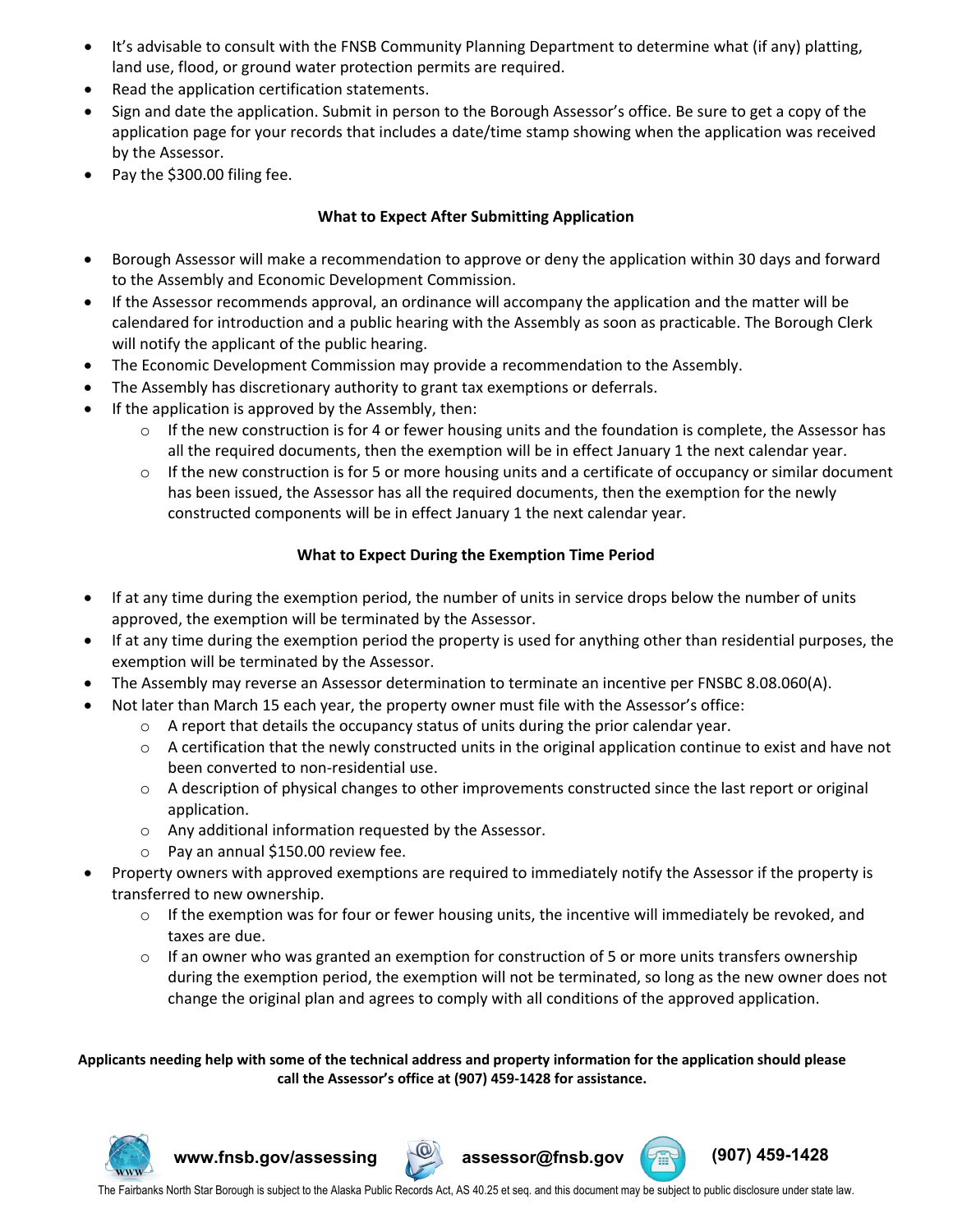- It's advisable to consult with the FNSB Community Planning Department to determine what (if any) platting, land use, flood, or ground water protection permits are required.
- Read the application certification statements.
- Sign and date the application. Submit in person to the Borough Assessor's office. Be sure to get a copy of the application page for your records that includes a date/time stamp showing when the application was received by the Assessor.
- Pay the $300.00 filing fee.

### What to Expect After Submitting Application

- Borough Assessor will make a recommendation to approve or deny the application within 30 days and forward to the Assembly and Economic Development Commission.
- If the Assessor recommends approval, an ordinance will accompany the application and the matter will be calendared for introduction and a public hearing with the Assembly as soon as practicable. The Borough Clerk will notify the applicant of the public hearing.
- The Economic Development Commission may provide a recommendation to the Assembly.
- The Assembly has discretionary authority to grant tax exemptions or deferrals.
- If the application is approved by the Assembly, then:
  - If the new construction is for 4 or fewer housing units and the foundation is complete, the Assessor has all the required documents, then the exemption will be in effect January 1 the next calendar year.
  - If the new construction is for 5 or more housing units and a certificate of occupancy or similar document has been issued, the Assessor has all the required documents, then the exemption for the newly constructed components will be in effect January 1 the next calendar year.

### What to Expect During the Exemption Time Period

- If at any time during the exemption period, the number of units in service drops below the number of units approved, the exemption will be terminated by the Assessor.
- If at any time during the exemption period the property is used for anything other than residential purposes, the exemption will be terminated by the Assessor.
- The Assembly may reverse an Assessor determination to terminate an incentive per FNSBC 8.08.060(A).
- Not later than March 15 each year, the property owner must file with the Assessor's office:
  - A report that details the occupancy status of units during the prior calendar year.
  - A certification that the newly constructed units in the original application continue to exist and have not been converted to non-residential use.
  - A description of physical changes to other improvements constructed since the last report or original application.
  - Any additional information requested by the Assessor.
  - Pay an annual $150.00 review fee.
- Property owners with approved exemptions are required to immediately notify the Assessor if the property is transferred to new ownership.
  - If the exemption was for four or fewer housing units, the incentive will immediately be revoked, and taxes are due.
  - If an owner who was granted an exemption for construction of 5 or more units transfers ownership during the exemption period, the exemption will not be terminated, so long as the new owner does not change the original plan and agrees to comply with all conditions of the approved application.

**Applicants needing help with some of the technical address and property information for the application should please call the Assessor's office at (907) 459-1428 for assistance.**

**www.fnsb.gov/assessing** **assessor@fnsb.gov** **(907) 459-1428**

The Fairbanks North Star Borough is subject to the Alaska Public Records Act, AS 40.25 et seq. and this document may be subject to public disclosure under state law.